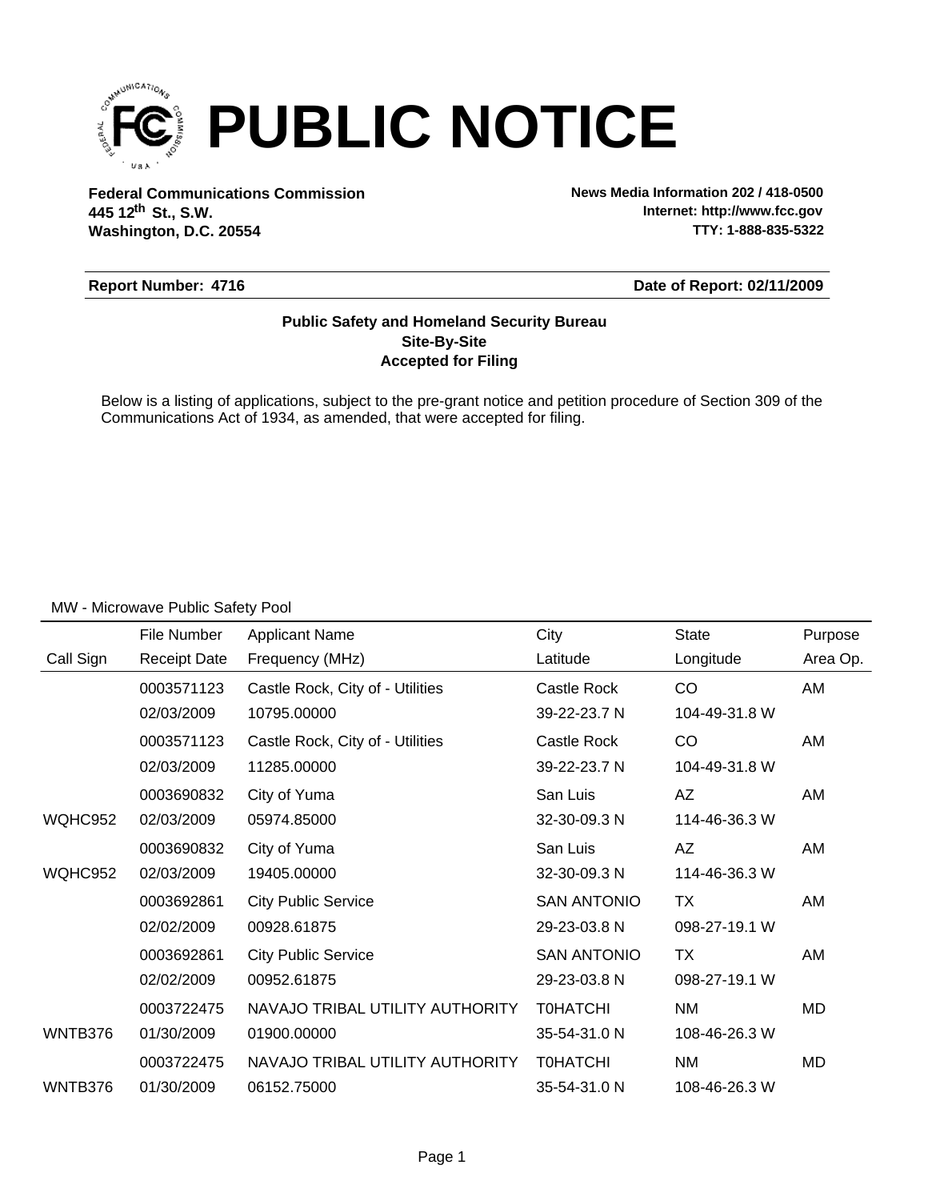# PUBLIC NOTICE

**Federal Communications Commission**
**445 12th St., S.W.**
**Washington, D.C. 20554**

**News Media Information 202 / 418-0500**
**Internet: http://www.fcc.gov**
**TTY: 1-888-835-5322**

**Report Number: 4716** **Date of Report: 02/11/2009**

**Public Safety and Homeland Security Bureau**
**Site-By-Site**
**Accepted for Filing**

Below is a listing of applications, subject to the pre-grant notice and petition procedure of Section 309 of the Communications Act of 1934, as amended, that were accepted for filing.

MW - Microwave Public Safety Pool

| Call Sign | File Number<br>Receipt Date | Applicant Name<br>Frequency (MHz) | City<br>Latitude | State<br>Longitude | Purpose<br>Area Op. |
|---|---|---|---|---|---|
| | 0003571123<br>02/03/2009 | Castle Rock, City of - Utilities<br>10795.00000 | Castle Rock<br>39-22-23.7 N | CO<br>104-49-31.8 W | AM |
| | 0003571123<br>02/03/2009 | Castle Rock, City of - Utilities<br>11285.00000 | Castle Rock<br>39-22-23.7 N | CO<br>104-49-31.8 W | AM |
| WQHC952 | 0003690832<br>02/03/2009 | City of Yuma<br>05974.85000 | San Luis<br>32-30-09.3 N | AZ<br>114-46-36.3 W | AM |
| WQHC952 | 0003690832<br>02/03/2009 | City of Yuma<br>19405.00000 | San Luis<br>32-30-09.3 N | AZ<br>114-46-36.3 W | AM |
| | 0003692861<br>02/02/2009 | City Public Service<br>00928.61875 | SAN ANTONIO<br>29-23-03.8 N | TX<br>098-27-19.1 W | AM |
| | 0003692861<br>02/02/2009 | City Public Service<br>00952.61875 | SAN ANTONIO<br>29-23-03.8 N | TX<br>098-27-19.1 W | AM |
| WNTB376 | 0003722475<br>01/30/2009 | NAVAJO TRIBAL UTILITY AUTHORITY<br>01900.00000 | T0HATCHI<br>35-54-31.0 N | NM<br>108-46-26.3 W | MD |
| WNTB376 | 0003722475<br>01/30/2009 | NAVAJO TRIBAL UTILITY AUTHORITY<br>06152.75000 | T0HATCHI<br>35-54-31.0 N | NM<br>108-46-26.3 W | MD |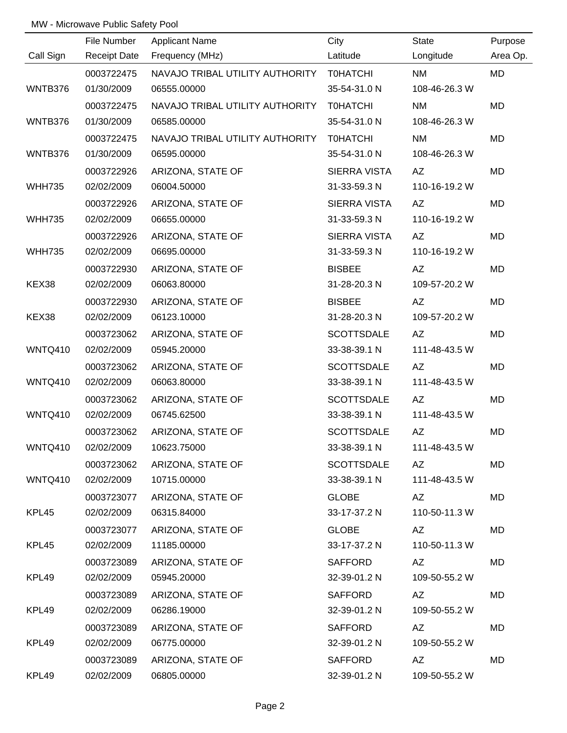MW - Microwave Public Safety Pool

| Call Sign | File Number / Receipt Date | Applicant Name / Frequency (MHz) | City / Latitude | State / Longitude | Purpose / Area Op. |
|---|---|---|---|---|---|
| | 0003722475 | NAVAJO TRIBAL UTILITY AUTHORITY | T0HATCHI | NM | MD |
| WNTB376 | 01/30/2009 | 06555.00000 | 35-54-31.0 N | 108-46-26.3 W | |
| | 0003722475 | NAVAJO TRIBAL UTILITY AUTHORITY | T0HATCHI | NM | MD |
| WNTB376 | 01/30/2009 | 06585.00000 | 35-54-31.0 N | 108-46-26.3 W | |
| | 0003722475 | NAVAJO TRIBAL UTILITY AUTHORITY | T0HATCHI | NM | MD |
| WNTB376 | 01/30/2009 | 06595.00000 | 35-54-31.0 N | 108-46-26.3 W | |
| | 0003722926 | ARIZONA, STATE OF | SIERRA VISTA | AZ | MD |
| WHH735 | 02/02/2009 | 06004.50000 | 31-33-59.3 N | 110-16-19.2 W | |
| | 0003722926 | ARIZONA, STATE OF | SIERRA VISTA | AZ | MD |
| WHH735 | 02/02/2009 | 06655.00000 | 31-33-59.3 N | 110-16-19.2 W | |
| | 0003722926 | ARIZONA, STATE OF | SIERRA VISTA | AZ | MD |
| WHH735 | 02/02/2009 | 06695.00000 | 31-33-59.3 N | 110-16-19.2 W | |
| | 0003722930 | ARIZONA, STATE OF | BISBEE | AZ | MD |
| KEX38 | 02/02/2009 | 06063.80000 | 31-28-20.3 N | 109-57-20.2 W | |
| | 0003722930 | ARIZONA, STATE OF | BISBEE | AZ | MD |
| KEX38 | 02/02/2009 | 06123.10000 | 31-28-20.3 N | 109-57-20.2 W | |
| | 0003723062 | ARIZONA, STATE OF | SCOTTSDALE | AZ | MD |
| WNTQ410 | 02/02/2009 | 05945.20000 | 33-38-39.1 N | 111-48-43.5 W | |
| | 0003723062 | ARIZONA, STATE OF | SCOTTSDALE | AZ | MD |
| WNTQ410 | 02/02/2009 | 06063.80000 | 33-38-39.1 N | 111-48-43.5 W | |
| | 0003723062 | ARIZONA, STATE OF | SCOTTSDALE | AZ | MD |
| WNTQ410 | 02/02/2009 | 06745.62500 | 33-38-39.1 N | 111-48-43.5 W | |
| | 0003723062 | ARIZONA, STATE OF | SCOTTSDALE | AZ | MD |
| WNTQ410 | 02/02/2009 | 10623.75000 | 33-38-39.1 N | 111-48-43.5 W | |
| | 0003723062 | ARIZONA, STATE OF | SCOTTSDALE | AZ | MD |
| WNTQ410 | 02/02/2009 | 10715.00000 | 33-38-39.1 N | 111-48-43.5 W | |
| | 0003723077 | ARIZONA, STATE OF | GLOBE | AZ | MD |
| KPL45 | 02/02/2009 | 06315.84000 | 33-17-37.2 N | 110-50-11.3 W | |
| | 0003723077 | ARIZONA, STATE OF | GLOBE | AZ | MD |
| KPL45 | 02/02/2009 | 11185.00000 | 33-17-37.2 N | 110-50-11.3 W | |
| | 0003723089 | ARIZONA, STATE OF | SAFFORD | AZ | MD |
| KPL49 | 02/02/2009 | 05945.20000 | 32-39-01.2 N | 109-50-55.2 W | |
| | 0003723089 | ARIZONA, STATE OF | SAFFORD | AZ | MD |
| KPL49 | 02/02/2009 | 06286.19000 | 32-39-01.2 N | 109-50-55.2 W | |
| | 0003723089 | ARIZONA, STATE OF | SAFFORD | AZ | MD |
| KPL49 | 02/02/2009 | 06775.00000 | 32-39-01.2 N | 109-50-55.2 W | |
| | 0003723089 | ARIZONA, STATE OF | SAFFORD | AZ | MD |
| KPL49 | 02/02/2009 | 06805.00000 | 32-39-01.2 N | 109-50-55.2 W | |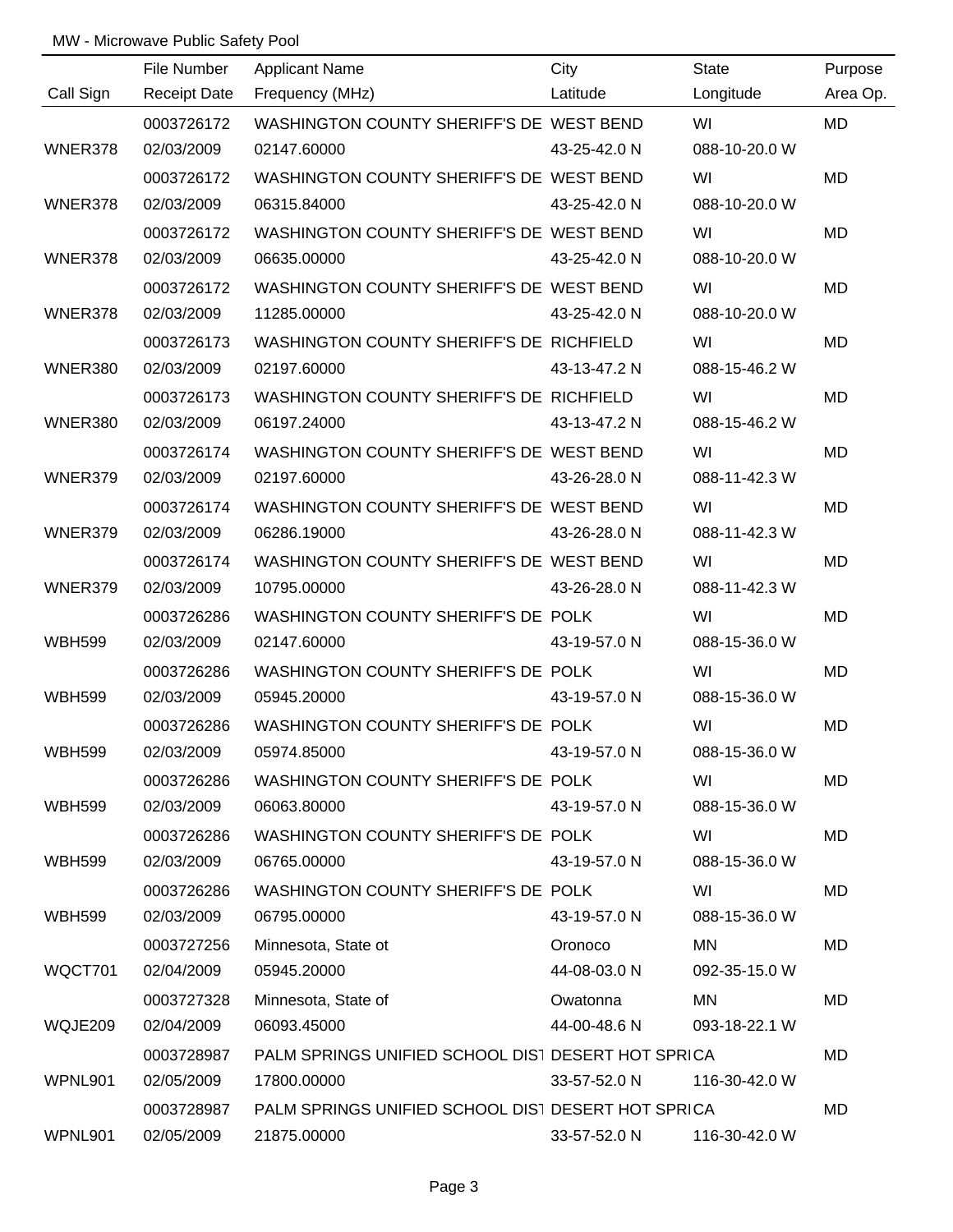MW - Microwave Public Safety Pool

| Call Sign | File Number<br>Receipt Date | Applicant Name<br>Frequency (MHz) | City<br>Latitude | State<br>Longitude | Purpose<br>Area Op. |
|---|---|---|---|---|---|
| | 0003726172 | WASHINGTON COUNTY SHERIFF'S DE | WEST BEND | WI | MD |
| WNER378 | 02/03/2009 | 02147.60000 | 43-25-42.0 N | 088-10-20.0 W | |
| | 0003726172 | WASHINGTON COUNTY SHERIFF'S DE | WEST BEND | WI | MD |
| WNER378 | 02/03/2009 | 06315.84000 | 43-25-42.0 N | 088-10-20.0 W | |
| | 0003726172 | WASHINGTON COUNTY SHERIFF'S DE | WEST BEND | WI | MD |
| WNER378 | 02/03/2009 | 06635.00000 | 43-25-42.0 N | 088-10-20.0 W | |
| | 0003726172 | WASHINGTON COUNTY SHERIFF'S DE | WEST BEND | WI | MD |
| WNER378 | 02/03/2009 | 11285.00000 | 43-25-42.0 N | 088-10-20.0 W | |
| | 0003726173 | WASHINGTON COUNTY SHERIFF'S DE | RICHFIELD | WI | MD |
| WNER380 | 02/03/2009 | 02197.60000 | 43-13-47.2 N | 088-15-46.2 W | |
| | 0003726173 | WASHINGTON COUNTY SHERIFF'S DE | RICHFIELD | WI | MD |
| WNER380 | 02/03/2009 | 06197.24000 | 43-13-47.2 N | 088-15-46.2 W | |
| | 0003726174 | WASHINGTON COUNTY SHERIFF'S DE | WEST BEND | WI | MD |
| WNER379 | 02/03/2009 | 02197.60000 | 43-26-28.0 N | 088-11-42.3 W | |
| | 0003726174 | WASHINGTON COUNTY SHERIFF'S DE | WEST BEND | WI | MD |
| WNER379 | 02/03/2009 | 06286.19000 | 43-26-28.0 N | 088-11-42.3 W | |
| | 0003726174 | WASHINGTON COUNTY SHERIFF'S DE | WEST BEND | WI | MD |
| WNER379 | 02/03/2009 | 10795.00000 | 43-26-28.0 N | 088-11-42.3 W | |
| | 0003726286 | WASHINGTON COUNTY SHERIFF'S DE | POLK | WI | MD |
| WBH599 | 02/03/2009 | 02147.60000 | 43-19-57.0 N | 088-15-36.0 W | |
| | 0003726286 | WASHINGTON COUNTY SHERIFF'S DE | POLK | WI | MD |
| WBH599 | 02/03/2009 | 05945.20000 | 43-19-57.0 N | 088-15-36.0 W | |
| | 0003726286 | WASHINGTON COUNTY SHERIFF'S DE | POLK | WI | MD |
| WBH599 | 02/03/2009 | 05974.85000 | 43-19-57.0 N | 088-15-36.0 W | |
| | 0003726286 | WASHINGTON COUNTY SHERIFF'S DE | POLK | WI | MD |
| WBH599 | 02/03/2009 | 06063.80000 | 43-19-57.0 N | 088-15-36.0 W | |
| | 0003726286 | WASHINGTON COUNTY SHERIFF'S DE | POLK | WI | MD |
| WBH599 | 02/03/2009 | 06765.00000 | 43-19-57.0 N | 088-15-36.0 W | |
| | 0003726286 | WASHINGTON COUNTY SHERIFF'S DE | POLK | WI | MD |
| WBH599 | 02/03/2009 | 06795.00000 | 43-19-57.0 N | 088-15-36.0 W | |
| | 0003727256 | Minnesota, State ot | Oronoco | MN | MD |
| WQCT701 | 02/04/2009 | 05945.20000 | 44-08-03.0 N | 092-35-15.0 W | |
| | 0003727328 | Minnesota, State of | Owatonna | MN | MD |
| WQJE209 | 02/04/2009 | 06093.45000 | 44-00-48.6 N | 093-18-22.1 W | |
| | 0003728987 | PALM SPRINGS UNIFIED SCHOOL DIST | DESERT HOT SPRI | CA | MD |
| WPNL901 | 02/05/2009 | 17800.00000 | 33-57-52.0 N | 116-30-42.0 W | |
| | 0003728987 | PALM SPRINGS UNIFIED SCHOOL DIST | DESERT HOT SPRI | CA | MD |
| WPNL901 | 02/05/2009 | 21875.00000 | 33-57-52.0 N | 116-30-42.0 W | |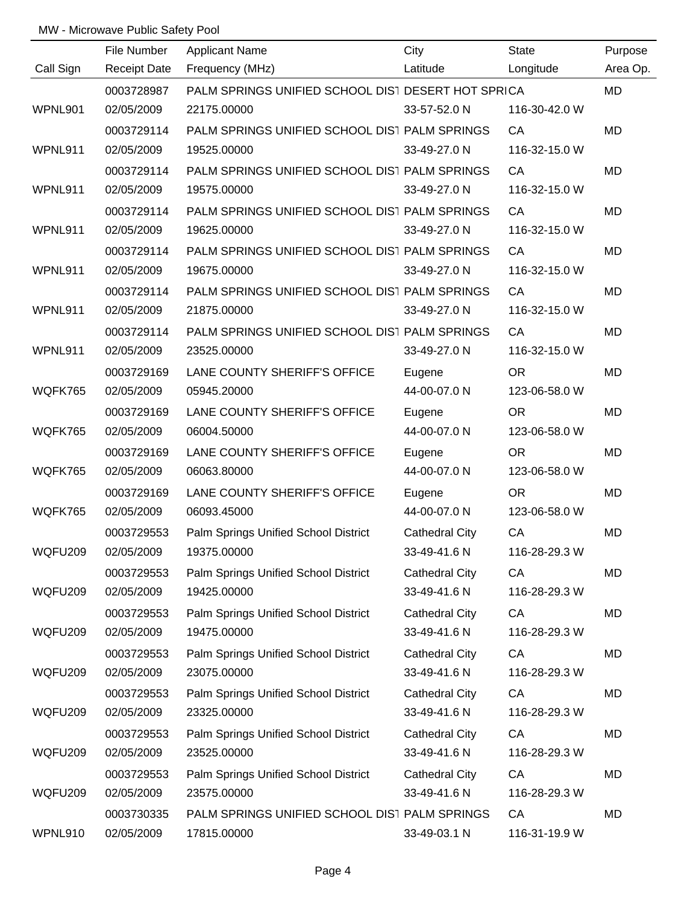MW - Microwave Public Safety Pool

| Call Sign | File Number<br>Receipt Date | Applicant Name<br>Frequency (MHz) | City<br>Latitude | State<br>Longitude | Purpose<br>Area Op. |
|---|---|---|---|---|---|
| WPNL901 | 0003728987<br>02/05/2009 | PALM SPRINGS UNIFIED SCHOOL DIST<br>22175.00000 | DESERT HOT SPRI<br>33-57-52.0 N | CA<br>116-30-42.0 W | MD |
| WPNL911 | 0003729114<br>02/05/2009 | PALM SPRINGS UNIFIED SCHOOL DIST<br>19525.00000 | PALM SPRINGS<br>33-49-27.0 N | CA<br>116-32-15.0 W | MD |
| WPNL911 | 0003729114<br>02/05/2009 | PALM SPRINGS UNIFIED SCHOOL DIST<br>19575.00000 | PALM SPRINGS<br>33-49-27.0 N | CA<br>116-32-15.0 W | MD |
| WPNL911 | 0003729114<br>02/05/2009 | PALM SPRINGS UNIFIED SCHOOL DIST<br>19625.00000 | PALM SPRINGS<br>33-49-27.0 N | CA<br>116-32-15.0 W | MD |
| WPNL911 | 0003729114<br>02/05/2009 | PALM SPRINGS UNIFIED SCHOOL DIST<br>19675.00000 | PALM SPRINGS<br>33-49-27.0 N | CA<br>116-32-15.0 W | MD |
| WPNL911 | 0003729114<br>02/05/2009 | PALM SPRINGS UNIFIED SCHOOL DIST<br>21875.00000 | PALM SPRINGS<br>33-49-27.0 N | CA<br>116-32-15.0 W | MD |
| WPNL911 | 0003729114<br>02/05/2009 | PALM SPRINGS UNIFIED SCHOOL DIST<br>23525.00000 | PALM SPRINGS<br>33-49-27.0 N | CA<br>116-32-15.0 W | MD |
| WQFK765 | 0003729169<br>02/05/2009 | LANE COUNTY SHERIFF'S OFFICE<br>05945.20000 | Eugene<br>44-00-07.0 N | OR<br>123-06-58.0 W | MD |
| WQFK765 | 0003729169<br>02/05/2009 | LANE COUNTY SHERIFF'S OFFICE<br>06004.50000 | Eugene<br>44-00-07.0 N | OR<br>123-06-58.0 W | MD |
| WQFK765 | 0003729169<br>02/05/2009 | LANE COUNTY SHERIFF'S OFFICE<br>06063.80000 | Eugene<br>44-00-07.0 N | OR<br>123-06-58.0 W | MD |
| WQFK765 | 0003729169<br>02/05/2009 | LANE COUNTY SHERIFF'S OFFICE<br>06093.45000 | Eugene<br>44-00-07.0 N | OR<br>123-06-58.0 W | MD |
| WQFU209 | 0003729553<br>02/05/2009 | Palm Springs Unified School District<br>19375.00000 | Cathedral City<br>33-49-41.6 N | CA<br>116-28-29.3 W | MD |
| WQFU209 | 0003729553<br>02/05/2009 | Palm Springs Unified School District<br>19425.00000 | Cathedral City<br>33-49-41.6 N | CA<br>116-28-29.3 W | MD |
| WQFU209 | 0003729553<br>02/05/2009 | Palm Springs Unified School District<br>19475.00000 | Cathedral City<br>33-49-41.6 N | CA<br>116-28-29.3 W | MD |
| WQFU209 | 0003729553<br>02/05/2009 | Palm Springs Unified School District<br>23075.00000 | Cathedral City<br>33-49-41.6 N | CA<br>116-28-29.3 W | MD |
| WQFU209 | 0003729553<br>02/05/2009 | Palm Springs Unified School District<br>23325.00000 | Cathedral City<br>33-49-41.6 N | CA<br>116-28-29.3 W | MD |
| WQFU209 | 0003729553<br>02/05/2009 | Palm Springs Unified School District<br>23525.00000 | Cathedral City<br>33-49-41.6 N | CA<br>116-28-29.3 W | MD |
| WQFU209 | 0003729553<br>02/05/2009 | Palm Springs Unified School District<br>23575.00000 | Cathedral City<br>33-49-41.6 N | CA<br>116-28-29.3 W | MD |
| WPNL910 | 0003730335<br>02/05/2009 | PALM SPRINGS UNIFIED SCHOOL DIST<br>17815.00000 | PALM SPRINGS<br>33-49-03.1 N | CA<br>116-31-19.9 W | MD |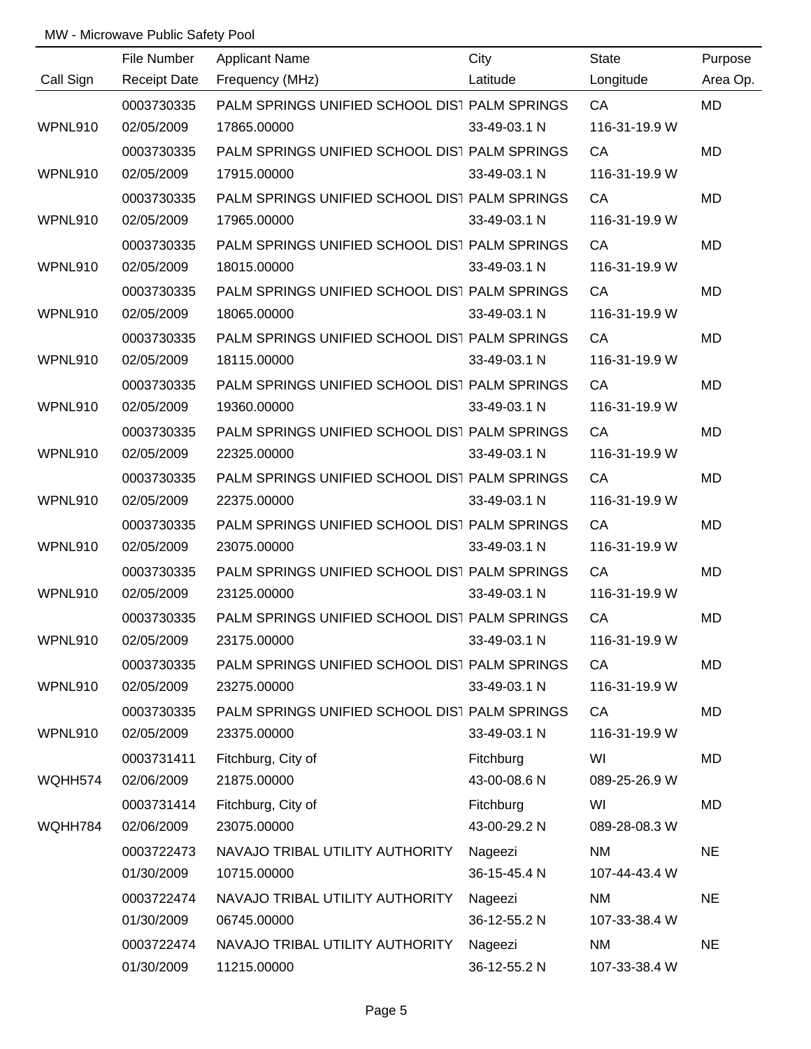MW - Microwave Public Safety Pool

| Call Sign | File Number / Receipt Date | Applicant Name / Frequency (MHz) | City / Latitude | State / Longitude | Purpose / Area Op. |
|---|---|---|---|---|---|
| | 0003730335 | PALM SPRINGS UNIFIED SCHOOL DIST | PALM SPRINGS | CA | MD |
| WPNL910 | 02/05/2009 | 17865.00000 | 33-49-03.1 N | 116-31-19.9 W | |
| | 0003730335 | PALM SPRINGS UNIFIED SCHOOL DIST | PALM SPRINGS | CA | MD |
| WPNL910 | 02/05/2009 | 17915.00000 | 33-49-03.1 N | 116-31-19.9 W | |
| | 0003730335 | PALM SPRINGS UNIFIED SCHOOL DIST | PALM SPRINGS | CA | MD |
| WPNL910 | 02/05/2009 | 17965.00000 | 33-49-03.1 N | 116-31-19.9 W | |
| | 0003730335 | PALM SPRINGS UNIFIED SCHOOL DIST | PALM SPRINGS | CA | MD |
| WPNL910 | 02/05/2009 | 18015.00000 | 33-49-03.1 N | 116-31-19.9 W | |
| | 0003730335 | PALM SPRINGS UNIFIED SCHOOL DIST | PALM SPRINGS | CA | MD |
| WPNL910 | 02/05/2009 | 18065.00000 | 33-49-03.1 N | 116-31-19.9 W | |
| | 0003730335 | PALM SPRINGS UNIFIED SCHOOL DIST | PALM SPRINGS | CA | MD |
| WPNL910 | 02/05/2009 | 18115.00000 | 33-49-03.1 N | 116-31-19.9 W | |
| | 0003730335 | PALM SPRINGS UNIFIED SCHOOL DIST | PALM SPRINGS | CA | MD |
| WPNL910 | 02/05/2009 | 19360.00000 | 33-49-03.1 N | 116-31-19.9 W | |
| | 0003730335 | PALM SPRINGS UNIFIED SCHOOL DIST | PALM SPRINGS | CA | MD |
| WPNL910 | 02/05/2009 | 22325.00000 | 33-49-03.1 N | 116-31-19.9 W | |
| | 0003730335 | PALM SPRINGS UNIFIED SCHOOL DIST | PALM SPRINGS | CA | MD |
| WPNL910 | 02/05/2009 | 22375.00000 | 33-49-03.1 N | 116-31-19.9 W | |
| | 0003730335 | PALM SPRINGS UNIFIED SCHOOL DIST | PALM SPRINGS | CA | MD |
| WPNL910 | 02/05/2009 | 23075.00000 | 33-49-03.1 N | 116-31-19.9 W | |
| | 0003730335 | PALM SPRINGS UNIFIED SCHOOL DIST | PALM SPRINGS | CA | MD |
| WPNL910 | 02/05/2009 | 23125.00000 | 33-49-03.1 N | 116-31-19.9 W | |
| | 0003730335 | PALM SPRINGS UNIFIED SCHOOL DIST | PALM SPRINGS | CA | MD |
| WPNL910 | 02/05/2009 | 23175.00000 | 33-49-03.1 N | 116-31-19.9 W | |
| | 0003730335 | PALM SPRINGS UNIFIED SCHOOL DIST | PALM SPRINGS | CA | MD |
| WPNL910 | 02/05/2009 | 23275.00000 | 33-49-03.1 N | 116-31-19.9 W | |
| | 0003730335 | PALM SPRINGS UNIFIED SCHOOL DIST | PALM SPRINGS | CA | MD |
| WPNL910 | 02/05/2009 | 23375.00000 | 33-49-03.1 N | 116-31-19.9 W | |
| | 0003731411 | Fitchburg, City of | Fitchburg | WI | MD |
| WQHH574 | 02/06/2009 | 21875.00000 | 43-00-08.6 N | 089-25-26.9 W | |
| | 0003731414 | Fitchburg, City of | Fitchburg | WI | MD |
| WQHH784 | 02/06/2009 | 23075.00000 | 43-00-29.2 N | 089-28-08.3 W | |
| | 0003722473 | NAVAJO TRIBAL UTILITY AUTHORITY | Nageezi | NM | NE |
| | 01/30/2009 | 10715.00000 | 36-15-45.4 N | 107-44-43.4 W | |
| | 0003722474 | NAVAJO TRIBAL UTILITY AUTHORITY | Nageezi | NM | NE |
| | 01/30/2009 | 06745.00000 | 36-12-55.2 N | 107-33-38.4 W | |
| | 0003722474 | NAVAJO TRIBAL UTILITY AUTHORITY | Nageezi | NM | NE |
| | 01/30/2009 | 11215.00000 | 36-12-55.2 N | 107-33-38.4 W | |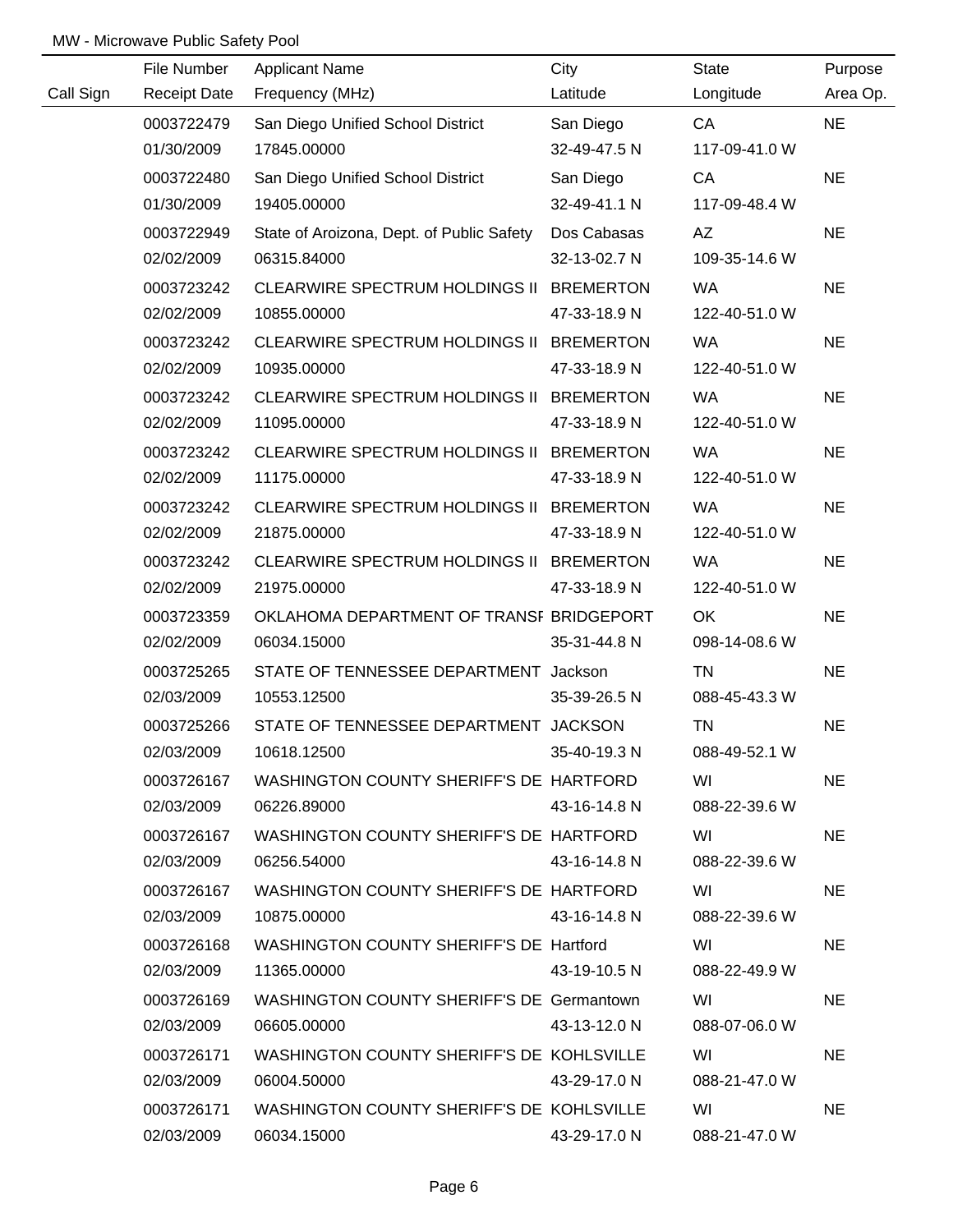MW - Microwave Public Safety Pool

| Call Sign | File Number / Receipt Date | Applicant Name / Frequency (MHz) | City / Latitude | State / Longitude | Purpose / Area Op. |
|---|---|---|---|---|---|
| | 0003722479 | San Diego Unified School District | San Diego | CA | NE |
| | 01/30/2009 | 17845.00000 | 32-49-47.5 N | 117-09-41.0 W | |
| | 0003722480 | San Diego Unified School District | San Diego | CA | NE |
| | 01/30/2009 | 19405.00000 | 32-49-41.1 N | 117-09-48.4 W | |
| | 0003722949 | State of Aroizona, Dept. of Public Safety | Dos Cabasas | AZ | NE |
| | 02/02/2009 | 06315.84000 | 32-13-02.7 N | 109-35-14.6 W | |
| | 0003723242 | CLEARWIRE SPECTRUM HOLDINGS II | BREMERTON | WA | NE |
| | 02/02/2009 | 10855.00000 | 47-33-18.9 N | 122-40-51.0 W | |
| | 0003723242 | CLEARWIRE SPECTRUM HOLDINGS II | BREMERTON | WA | NE |
| | 02/02/2009 | 10935.00000 | 47-33-18.9 N | 122-40-51.0 W | |
| | 0003723242 | CLEARWIRE SPECTRUM HOLDINGS II | BREMERTON | WA | NE |
| | 02/02/2009 | 11095.00000 | 47-33-18.9 N | 122-40-51.0 W | |
| | 0003723242 | CLEARWIRE SPECTRUM HOLDINGS II | BREMERTON | WA | NE |
| | 02/02/2009 | 11175.00000 | 47-33-18.9 N | 122-40-51.0 W | |
| | 0003723242 | CLEARWIRE SPECTRUM HOLDINGS II | BREMERTON | WA | NE |
| | 02/02/2009 | 21875.00000 | 47-33-18.9 N | 122-40-51.0 W | |
| | 0003723242 | CLEARWIRE SPECTRUM HOLDINGS II | BREMERTON | WA | NE |
| | 02/02/2009 | 21975.00000 | 47-33-18.9 N | 122-40-51.0 W | |
| | 0003723359 | OKLAHOMA DEPARTMENT OF TRANSF | BRIDGEPORT | OK | NE |
| | 02/02/2009 | 06034.15000 | 35-31-44.8 N | 098-14-08.6 W | |
| | 0003725265 | STATE OF TENNESSEE DEPARTMENT | Jackson | TN | NE |
| | 02/03/2009 | 10553.12500 | 35-39-26.5 N | 088-45-43.3 W | |
| | 0003725266 | STATE OF TENNESSEE DEPARTMENT | JACKSON | TN | NE |
| | 02/03/2009 | 10618.12500 | 35-40-19.3 N | 088-49-52.1 W | |
| | 0003726167 | WASHINGTON COUNTY SHERIFF'S DE | HARTFORD | WI | NE |
| | 02/03/2009 | 06226.89000 | 43-16-14.8 N | 088-22-39.6 W | |
| | 0003726167 | WASHINGTON COUNTY SHERIFF'S DE | HARTFORD | WI | NE |
| | 02/03/2009 | 06256.54000 | 43-16-14.8 N | 088-22-39.6 W | |
| | 0003726167 | WASHINGTON COUNTY SHERIFF'S DE | HARTFORD | WI | NE |
| | 02/03/2009 | 10875.00000 | 43-16-14.8 N | 088-22-39.6 W | |
| | 0003726168 | WASHINGTON COUNTY SHERIFF'S DE | Hartford | WI | NE |
| | 02/03/2009 | 11365.00000 | 43-19-10.5 N | 088-22-49.9 W | |
| | 0003726169 | WASHINGTON COUNTY SHERIFF'S DE | Germantown | WI | NE |
| | 02/03/2009 | 06605.00000 | 43-13-12.0 N | 088-07-06.0 W | |
| | 0003726171 | WASHINGTON COUNTY SHERIFF'S DE | KOHLSVILLE | WI | NE |
| | 02/03/2009 | 06004.50000 | 43-29-17.0 N | 088-21-47.0 W | |
| | 0003726171 | WASHINGTON COUNTY SHERIFF'S DE | KOHLSVILLE | WI | NE |
| | 02/03/2009 | 06034.15000 | 43-29-17.0 N | 088-21-47.0 W | |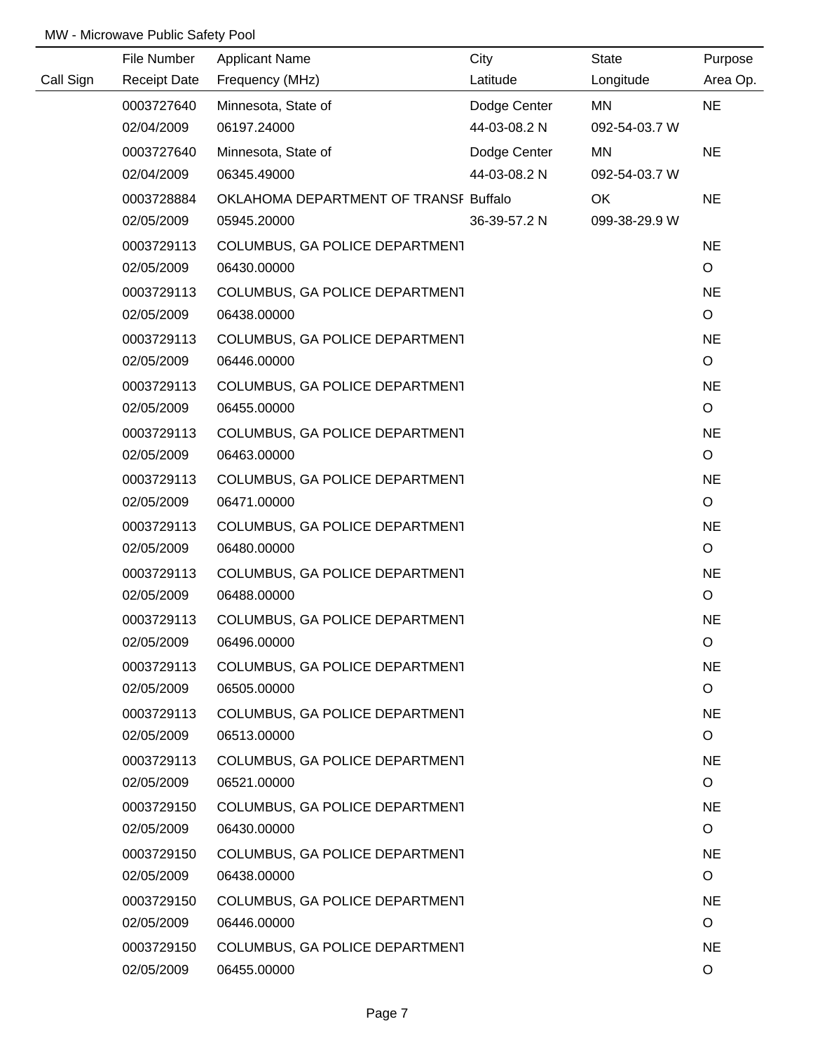MW - Microwave Public Safety Pool

| Call Sign | File Number / Receipt Date | Applicant Name / Frequency (MHz) | City / Latitude | State / Longitude | Purpose / Area Op. |
|---|---|---|---|---|---|
| | 0003727640 | Minnesota, State of | Dodge Center | MN | NE |
| | 02/04/2009 | 06197.24000 | 44-03-08.2 N | 092-54-03.7 W | |
| | 0003727640 | Minnesota, State of | Dodge Center | MN | NE |
| | 02/04/2009 | 06345.49000 | 44-03-08.2 N | 092-54-03.7 W | |
| | 0003728884 | OKLAHOMA DEPARTMENT OF TRANSF | Buffalo | OK | NE |
| | 02/05/2009 | 05945.20000 | 36-39-57.2 N | 099-38-29.9 W | |
| | 0003729113 | COLUMBUS, GA POLICE DEPARTMENT | | | NE |
| | 02/05/2009 | 06430.00000 | | | O |
| | 0003729113 | COLUMBUS, GA POLICE DEPARTMENT | | | NE |
| | 02/05/2009 | 06438.00000 | | | O |
| | 0003729113 | COLUMBUS, GA POLICE DEPARTMENT | | | NE |
| | 02/05/2009 | 06446.00000 | | | O |
| | 0003729113 | COLUMBUS, GA POLICE DEPARTMENT | | | NE |
| | 02/05/2009 | 06455.00000 | | | O |
| | 0003729113 | COLUMBUS, GA POLICE DEPARTMENT | | | NE |
| | 02/05/2009 | 06463.00000 | | | O |
| | 0003729113 | COLUMBUS, GA POLICE DEPARTMENT | | | NE |
| | 02/05/2009 | 06471.00000 | | | O |
| | 0003729113 | COLUMBUS, GA POLICE DEPARTMENT | | | NE |
| | 02/05/2009 | 06480.00000 | | | O |
| | 0003729113 | COLUMBUS, GA POLICE DEPARTMENT | | | NE |
| | 02/05/2009 | 06488.00000 | | | O |
| | 0003729113 | COLUMBUS, GA POLICE DEPARTMENT | | | NE |
| | 02/05/2009 | 06496.00000 | | | O |
| | 0003729113 | COLUMBUS, GA POLICE DEPARTMENT | | | NE |
| | 02/05/2009 | 06505.00000 | | | O |
| | 0003729113 | COLUMBUS, GA POLICE DEPARTMENT | | | NE |
| | 02/05/2009 | 06513.00000 | | | O |
| | 0003729113 | COLUMBUS, GA POLICE DEPARTMENT | | | NE |
| | 02/05/2009 | 06521.00000 | | | O |
| | 0003729150 | COLUMBUS, GA POLICE DEPARTMENT | | | NE |
| | 02/05/2009 | 06430.00000 | | | O |
| | 0003729150 | COLUMBUS, GA POLICE DEPARTMENT | | | NE |
| | 02/05/2009 | 06438.00000 | | | O |
| | 0003729150 | COLUMBUS, GA POLICE DEPARTMENT | | | NE |
| | 02/05/2009 | 06446.00000 | | | O |
| | 0003729150 | COLUMBUS, GA POLICE DEPARTMENT | | | NE |
| | 02/05/2009 | 06455.00000 | | | O |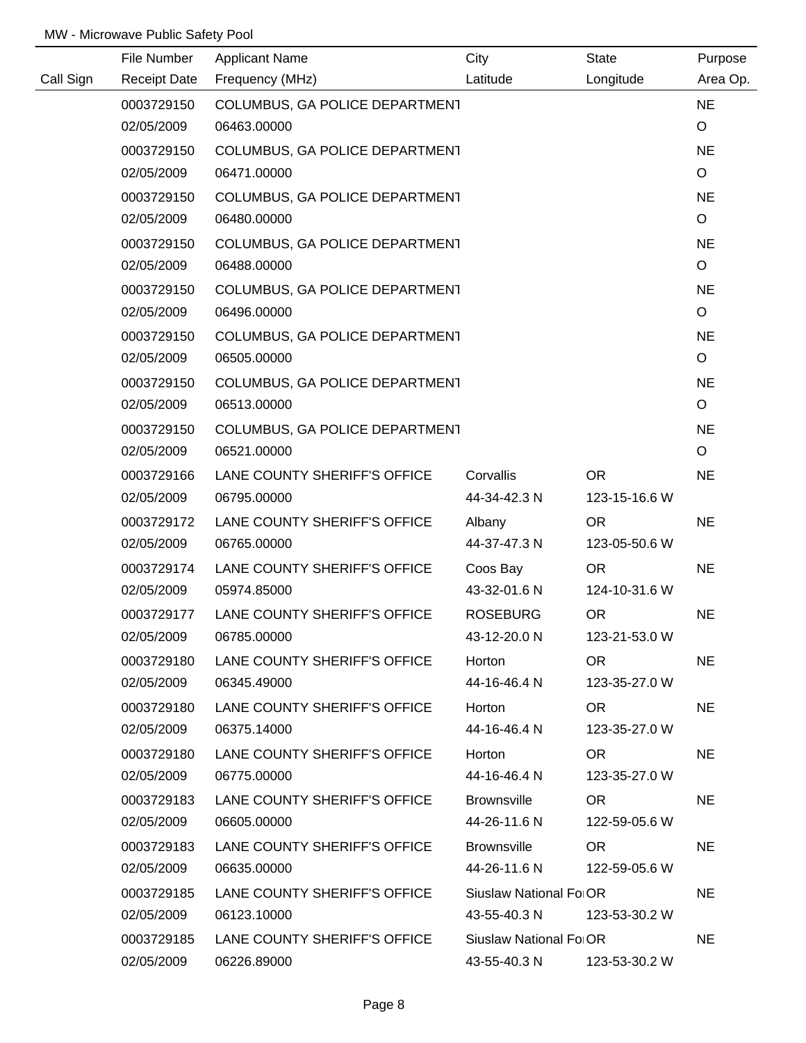MW - Microwave Public Safety Pool

| Call Sign | File Number<br>Receipt Date | Applicant Name<br>Frequency (MHz) | City<br>Latitude | State<br>Longitude | Purpose<br>Area Op. |
|---|---|---|---|---|---|
| | 0003729150<br>02/05/2009 | COLUMBUS, GA POLICE DEPARTMENT<br>06463.00000 | | | NE<br>O |
| | 0003729150<br>02/05/2009 | COLUMBUS, GA POLICE DEPARTMENT<br>06471.00000 | | | NE<br>O |
| | 0003729150<br>02/05/2009 | COLUMBUS, GA POLICE DEPARTMENT<br>06480.00000 | | | NE<br>O |
| | 0003729150<br>02/05/2009 | COLUMBUS, GA POLICE DEPARTMENT<br>06488.00000 | | | NE<br>O |
| | 0003729150<br>02/05/2009 | COLUMBUS, GA POLICE DEPARTMENT<br>06496.00000 | | | NE<br>O |
| | 0003729150<br>02/05/2009 | COLUMBUS, GA POLICE DEPARTMENT<br>06505.00000 | | | NE<br>O |
| | 0003729150<br>02/05/2009 | COLUMBUS, GA POLICE DEPARTMENT<br>06513.00000 | | | NE<br>O |
| | 0003729150<br>02/05/2009 | COLUMBUS, GA POLICE DEPARTMENT<br>06521.00000 | | | NE<br>O |
| | 0003729166<br>02/05/2009 | LANE COUNTY SHERIFF'S OFFICE<br>06795.00000 | Corvallis<br>44-34-42.3 N | OR<br>123-15-16.6 W | NE |
| | 0003729172<br>02/05/2009 | LANE COUNTY SHERIFF'S OFFICE<br>06765.00000 | Albany<br>44-37-47.3 N | OR<br>123-05-50.6 W | NE |
| | 0003729174<br>02/05/2009 | LANE COUNTY SHERIFF'S OFFICE<br>05974.85000 | Coos Bay<br>43-32-01.6 N | OR<br>124-10-31.6 W | NE |
| | 0003729177<br>02/05/2009 | LANE COUNTY SHERIFF'S OFFICE<br>06785.00000 | ROSEBURG<br>43-12-20.0 N | OR<br>123-21-53.0 W | NE |
| | 0003729180<br>02/05/2009 | LANE COUNTY SHERIFF'S OFFICE<br>06345.49000 | Horton<br>44-16-46.4 N | OR<br>123-35-27.0 W | NE |
| | 0003729180<br>02/05/2009 | LANE COUNTY SHERIFF'S OFFICE<br>06375.14000 | Horton<br>44-16-46.4 N | OR<br>123-35-27.0 W | NE |
| | 0003729180<br>02/05/2009 | LANE COUNTY SHERIFF'S OFFICE<br>06775.00000 | Horton<br>44-16-46.4 N | OR<br>123-35-27.0 W | NE |
| | 0003729183<br>02/05/2009 | LANE COUNTY SHERIFF'S OFFICE<br>06605.00000 | Brownsville<br>44-26-11.6 N | OR<br>122-59-05.6 W | NE |
| | 0003729183<br>02/05/2009 | LANE COUNTY SHERIFF'S OFFICE<br>06635.00000 | Brownsville<br>44-26-11.6 N | OR<br>122-59-05.6 W | NE |
| | 0003729185<br>02/05/2009 | LANE COUNTY SHERIFF'S OFFICE<br>06123.10000 | Siuslaw National Fo<br>43-55-40.3 N | OR<br>123-53-30.2 W | NE |
| | 0003729185<br>02/05/2009 | LANE COUNTY SHERIFF'S OFFICE<br>06226.89000 | Siuslaw National Fo<br>43-55-40.3 N | OR<br>123-53-30.2 W | NE |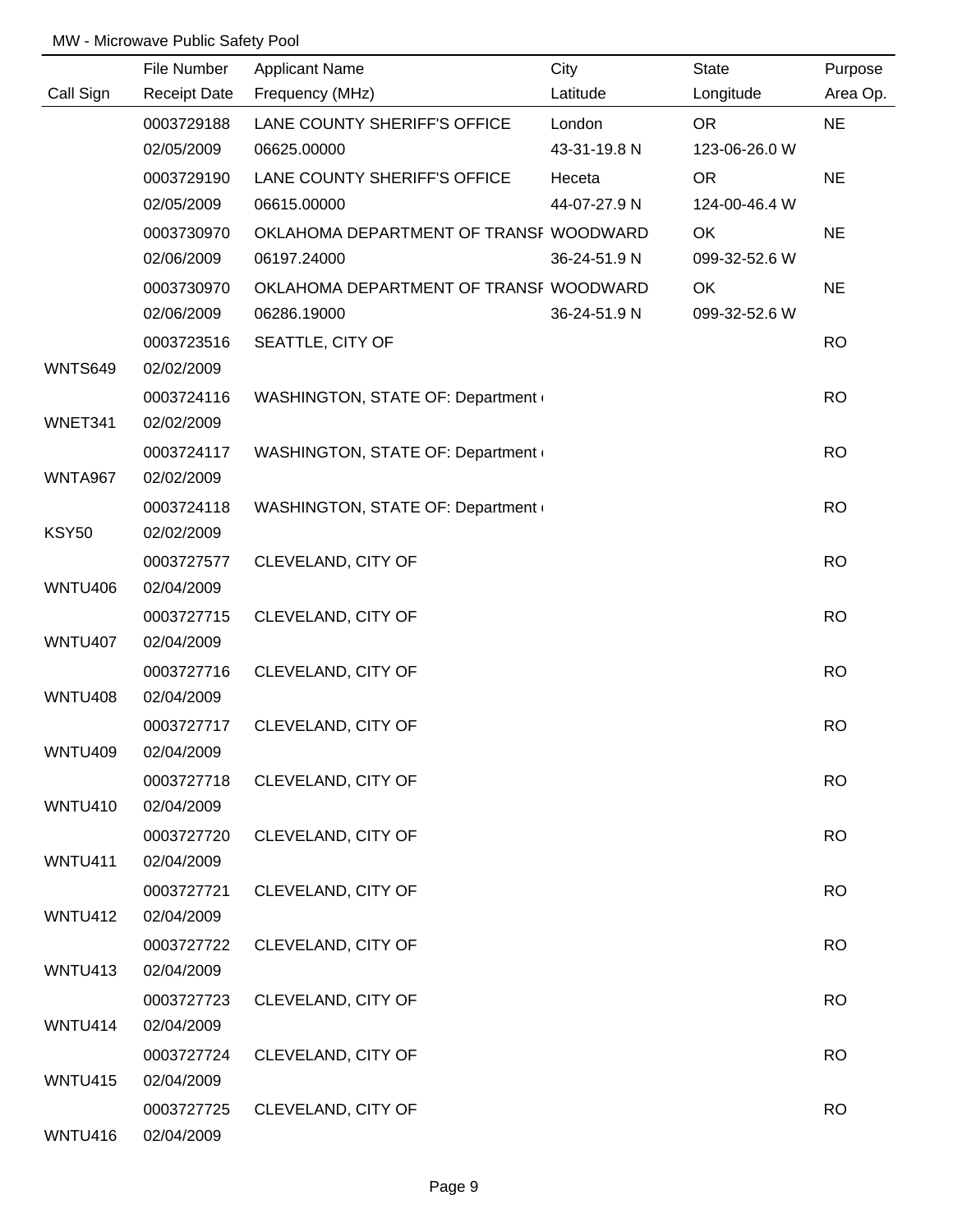MW - Microwave Public Safety Pool

| Call Sign | File Number<br>Receipt Date | Applicant Name<br>Frequency (MHz) | City<br>Latitude | State<br>Longitude | Purpose<br>Area Op. |
|---|---|---|---|---|---|
| | 0003729188<br>02/05/2009 | LANE COUNTY SHERIFF'S OFFICE<br>06625.00000 | London<br>43-31-19.8 N | OR<br>123-06-26.0 W | NE |
| | 0003729190<br>02/05/2009 | LANE COUNTY SHERIFF'S OFFICE<br>06615.00000 | Heceta<br>44-07-27.9 N | OR<br>124-00-46.4 W | NE |
| | 0003730970<br>02/06/2009 | OKLAHOMA DEPARTMENT OF TRANSF<br>06197.24000 | WOODWARD<br>36-24-51.9 N | OK<br>099-32-52.6 W | NE |
| | 0003730970<br>02/06/2009 | OKLAHOMA DEPARTMENT OF TRANSF<br>06286.19000 | WOODWARD<br>36-24-51.9 N | OK<br>099-32-52.6 W | NE |
| WNTS649 | 0003723516<br>02/02/2009 | SEATTLE, CITY OF | | | RO |
| WNET341 | 0003724116<br>02/02/2009 | WASHINGTON, STATE OF: Department | | | RO |
| WNTA967 | 0003724117<br>02/02/2009 | WASHINGTON, STATE OF: Department | | | RO |
| KSY50 | 0003724118<br>02/02/2009 | WASHINGTON, STATE OF: Department | | | RO |
| WNTU406 | 0003727577<br>02/04/2009 | CLEVELAND, CITY OF | | | RO |
| WNTU407 | 0003727715<br>02/04/2009 | CLEVELAND, CITY OF | | | RO |
| WNTU408 | 0003727716<br>02/04/2009 | CLEVELAND, CITY OF | | | RO |
| WNTU409 | 0003727717<br>02/04/2009 | CLEVELAND, CITY OF | | | RO |
| WNTU410 | 0003727718<br>02/04/2009 | CLEVELAND, CITY OF | | | RO |
| WNTU411 | 0003727720<br>02/04/2009 | CLEVELAND, CITY OF | | | RO |
| WNTU412 | 0003727721<br>02/04/2009 | CLEVELAND, CITY OF | | | RO |
| WNTU413 | 0003727722<br>02/04/2009 | CLEVELAND, CITY OF | | | RO |
| WNTU414 | 0003727723<br>02/04/2009 | CLEVELAND, CITY OF | | | RO |
| WNTU415 | 0003727724<br>02/04/2009 | CLEVELAND, CITY OF | | | RO |
| WNTU416 | 0003727725<br>02/04/2009 | CLEVELAND, CITY OF | | | RO |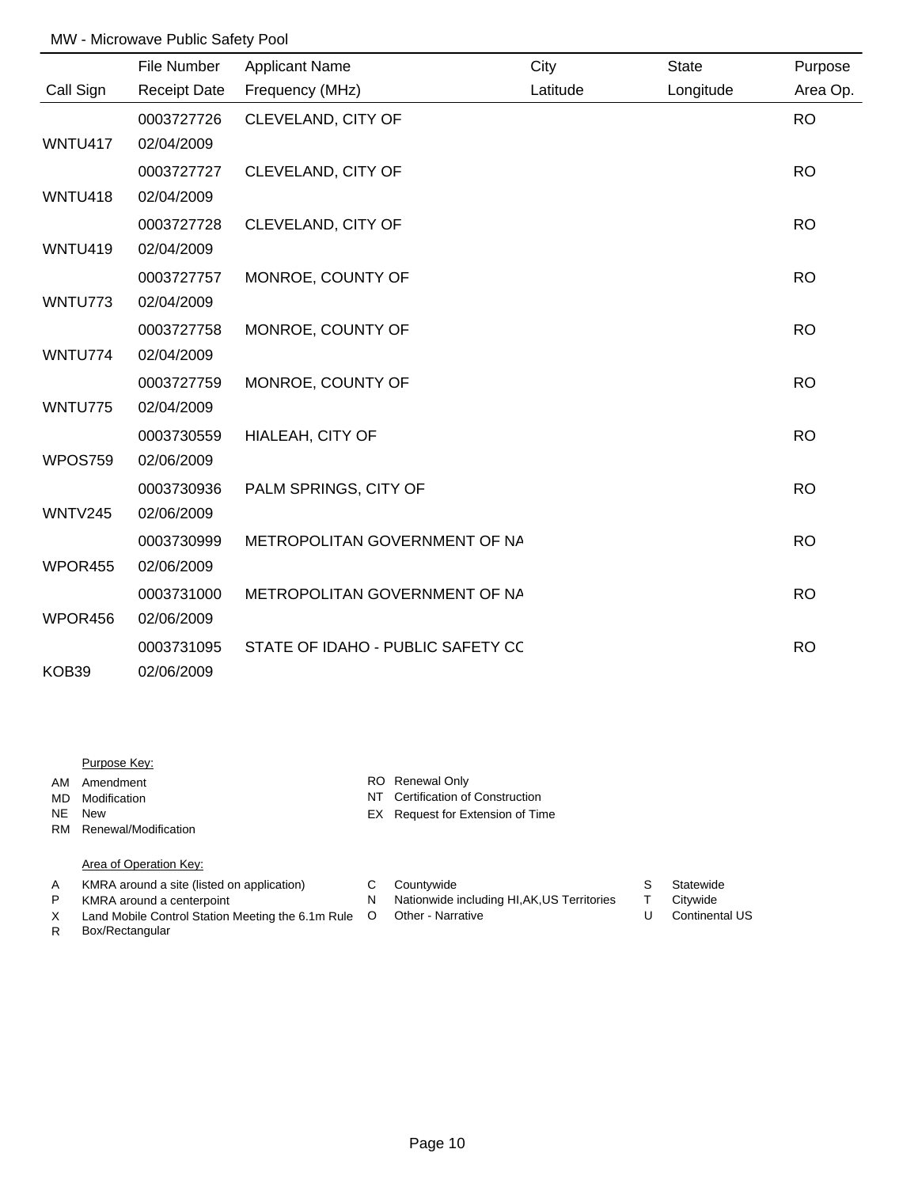## MW - Microwave Public Safety Pool

| Call Sign | File Number / Receipt Date | Applicant Name / Frequency (MHz) | City / Latitude | State / Longitude | Purpose / Area Op. |
|---|---|---|---|---|---|
| WNTU417 | 0003727726 / 02/04/2009 | CLEVELAND, CITY OF | | | RO |
| WNTU418 | 0003727727 / 02/04/2009 | CLEVELAND, CITY OF | | | RO |
| WNTU419 | 0003727728 / 02/04/2009 | CLEVELAND, CITY OF | | | RO |
| WNTU773 | 0003727757 / 02/04/2009 | MONROE, COUNTY OF | | | RO |
| WNTU774 | 0003727758 / 02/04/2009 | MONROE, COUNTY OF | | | RO |
| WNTU775 | 0003727759 / 02/04/2009 | MONROE, COUNTY OF | | | RO |
| WPOS759 | 0003730559 / 02/06/2009 | HIALEAH, CITY OF | | | RO |
| WNTV245 | 0003730936 / 02/06/2009 | PALM SPRINGS, CITY OF | | | RO |
| WPOR455 | 0003730999 / 02/06/2009 | METROPOLITAN GOVERNMENT OF NA | | | RO |
| WPOR456 | 0003731000 / 02/06/2009 | METROPOLITAN GOVERNMENT OF NA | | | RO |
| KOB39 | 0003731095 / 02/06/2009 | STATE OF IDAHO - PUBLIC SAFETY CC | | | RO |

Purpose Key:

- AM Amendment
- MD Modification
- NE New
- RM Renewal/Modification
- RO Renewal Only
- NT Certification of Construction
- EX Request for Extension of Time

Area of Operation Key:

- A KMRA around a site (listed on application)
- P KMRA around a centerpoint
- X Land Mobile Control Station Meeting the 6.1m Rule
- R Box/Rectangular
- C Countywide
- N Nationwide including HI,AK,US Territories
- O Other - Narrative
- S Statewide
- T Citywide
- U Continental US